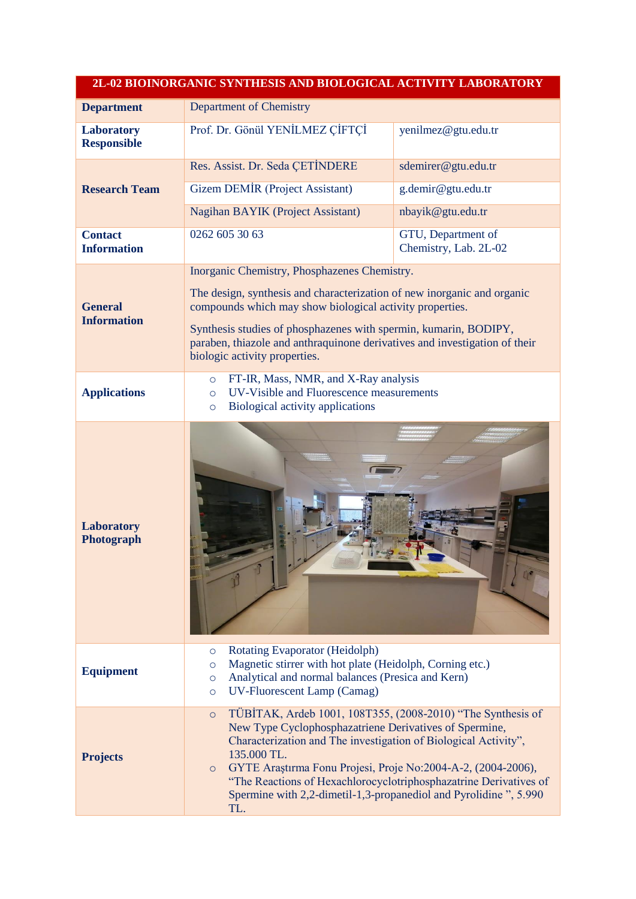| 2L-02 BIOINORGANIC SYNTHESIS AND BIOLOGICAL ACTIVITY LABORATORY | | |
|---|---|---|
| **Department** | Department of Chemistry | |
| **Laboratory Responsible** | Prof. Dr. Gönül YENİLMEZ ÇİFTÇİ | yenilmez@gtu.edu.tr |
| **Research Team** | Res. Assist. Dr. Seda ÇETİNDERE | sdemirer@gtu.edu.tr |
| | Gizem DEMİR (Project Assistant) | g.demir@gtu.edu.tr |
| | Nagihan BAYIK (Project Assistant) | nbayik@gtu.edu.tr |
| **Contact Information** | 0262 605 30 63 | GTU, Department of Chemistry, Lab. 2L-02 |
| **General Information** | Inorganic Chemistry, Phosphazenes Chemistry.<br><br>The design, synthesis and characterization of new inorganic and organic compounds which may show biological activity properties.<br><br>Synthesis studies of phosphazenes with spermin, kumarin, BODIPY, paraben, thiazole and anthraquinone derivatives and investigation of their biologic activity properties. | |
| **Applications** | ○ FT-IR, Mass, NMR, and X-Ray analysis<br>○ UV-Visible and Fluorescence measurements<br>○ Biological activity applications | |
| **Laboratory Photograph** | | |
| **Equipment** | ○ Rotating Evaporator (Heidolph)<br>○ Magnetic stirrer with hot plate (Heidolph, Corning etc.)<br>○ Analytical and normal balances (Presica and Kern)<br>○ UV-Fluorescent Lamp (Camag) | |
| **Projects** | ○ TÜBİTAK, Ardeb 1001, 108T355, (2008-2010) "The Synthesis of New Type Cyclophosphazatriene Derivatives of Spermine, Characterization and The investigation of Biological Activity", 135.000 TL.<br>○ GYTE Araştırma Fonu Projesi, Proje No:2004-A-2, (2004-2006), "The Reactions of Hexachlorocyclotriphosphazatrine Derivatives of Spermine with 2,2-dimetil-1,3-propanediol and Pyrolidine ", 5.990 TL. | |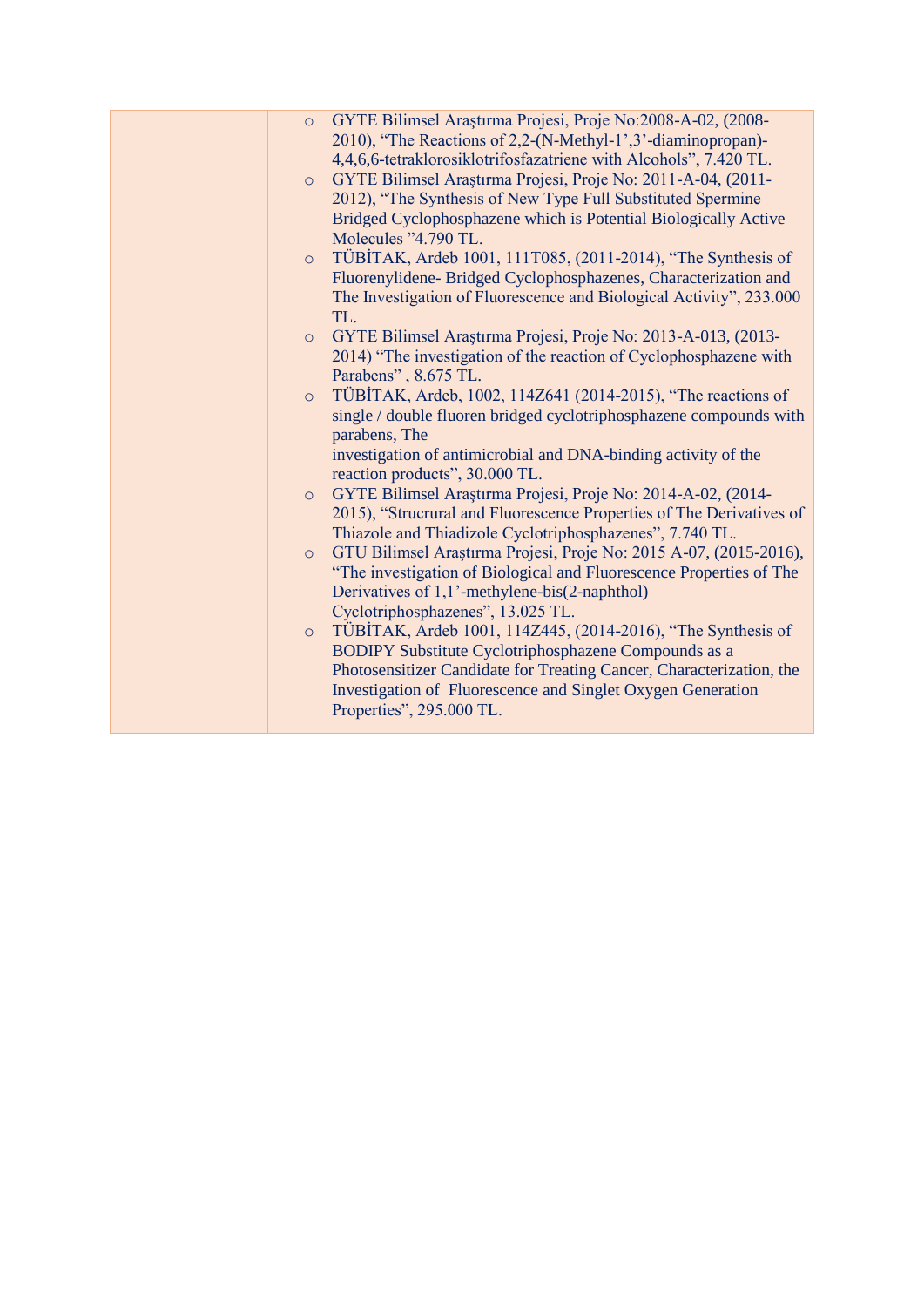| | |
|---|---|
| | <ul><li>GYTE Bilimsel Araştırma Projesi, Proje No:2008-A-02, (2008-2010), "The Reactions of 2,2-(N-Methyl-1',3'-diaminopropan)-4,4,6,6-tetraklorosiklotrifosfazatriene with Alcohols", 7.420 TL.</li><li>GYTE Bilimsel Araştırma Projesi, Proje No: 2011-A-04, (2011-2012), "The Synthesis of New Type Full Substituted Spermine Bridged Cyclophosphazene which is Potential Biologically Active Molecules "4.790 TL.</li><li>TÜBİTAK, Ardeb 1001, 111T085, (2011-2014), "The Synthesis of Fluorenylidene- Bridged Cyclophosphazenes, Characterization and The Investigation of Fluorescence and Biological Activity", 233.000 TL.</li><li>GYTE Bilimsel Araştırma Projesi, Proje No: 2013-A-013, (2013-2014) "The investigation of the reaction of Cyclophosphazene with Parabens" , 8.675 TL.</li><li>TÜBİTAK, Ardeb, 1002, 114Z641 (2014-2015), "The reactions of single / double fluoren bridged cyclotriphosphazene compounds with parabens, The investigation of antimicrobial and DNA-binding activity of the reaction products", 30.000 TL.</li><li>GYTE Bilimsel Araştırma Projesi, Proje No: 2014-A-02, (2014-2015), "Strucrural and Fluorescence Properties of The Derivatives of Thiazole and Thiadizole Cyclotriphosphazenes", 7.740 TL.</li><li>GTU Bilimsel Araştırma Projesi, Proje No: 2015 A-07, (2015-2016), "The investigation of Biological and Fluorescence Properties of The Derivatives of 1,1'-methylene-bis(2-naphthol) Cyclotriphosphazenes", 13.025 TL.</li><li>TÜBİTAK, Ardeb 1001, 114Z445, (2014-2016), "The Synthesis of BODIPY Substitute Cyclotriphosphazene Compounds as a Photosensitizer Candidate for Treating Cancer, Characterization, the Investigation of Fluorescence and Singlet Oxygen Generation Properties", 295.000 TL.</li></ul> |